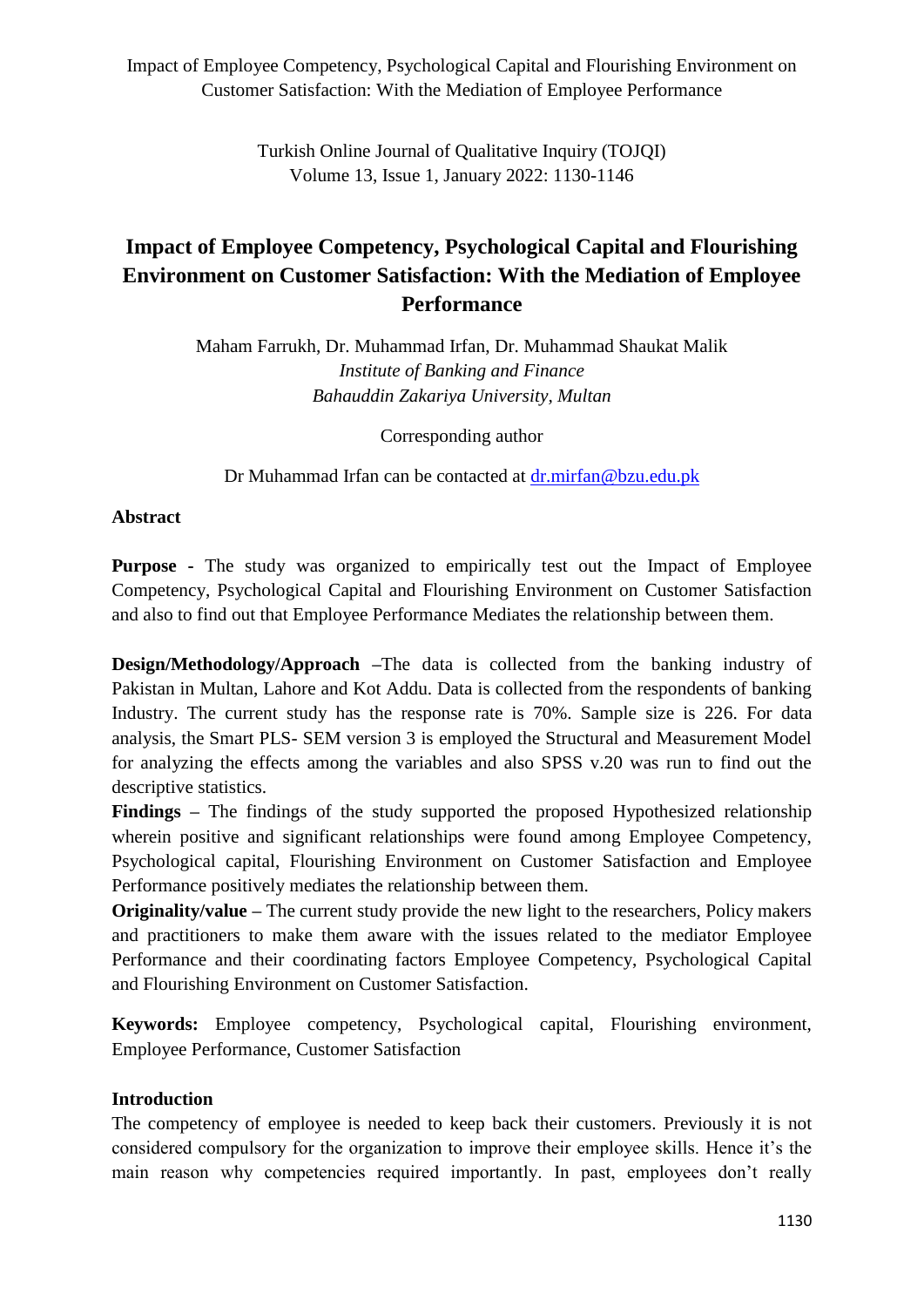# Impact of Employee Competency, Psychological Capital and Flourishing Environment on Customer Satisfaction: With the Mediation of Employee Performance

Maham Farrukh, Dr. Muhammad Irfan, Dr. Muhammad Shaukat Malik
*Institute of Banking and Finance*
*Bahauddin Zakariya University, Multan*

Corresponding author

Dr Muhammad Irfan can be contacted at dr.mirfan@bzu.edu.pk

## Abstract

**Purpose -** The study was organized to empirically test out the Impact of Employee Competency, Psychological Capital and Flourishing Environment on Customer Satisfaction and also to find out that Employee Performance Mediates the relationship between them.

**Design/Methodology/Approach** –The data is collected from the banking industry of Pakistan in Multan, Lahore and Kot Addu. Data is collected from the respondents of banking Industry. The current study has the response rate is 70%. Sample size is 226. For data analysis, the Smart PLS- SEM version 3 is employed the Structural and Measurement Model for analyzing the effects among the variables and also SPSS v.20 was run to find out the descriptive statistics.

**Findings –** The findings of the study supported the proposed Hypothesized relationship wherein positive and significant relationships were found among Employee Competency, Psychological capital, Flourishing Environment on Customer Satisfaction and Employee Performance positively mediates the relationship between them.

**Originality/value –** The current study provide the new light to the researchers, Policy makers and practitioners to make them aware with the issues related to the mediator Employee Performance and their coordinating factors Employee Competency, Psychological Capital and Flourishing Environment on Customer Satisfaction.

**Keywords:** Employee competency, Psychological capital, Flourishing environment, Employee Performance, Customer Satisfaction

## Introduction

The competency of employee is needed to keep back their customers. Previously it is not considered compulsory for the organization to improve their employee skills. Hence it's the main reason why competencies required importantly. In past, employees don't really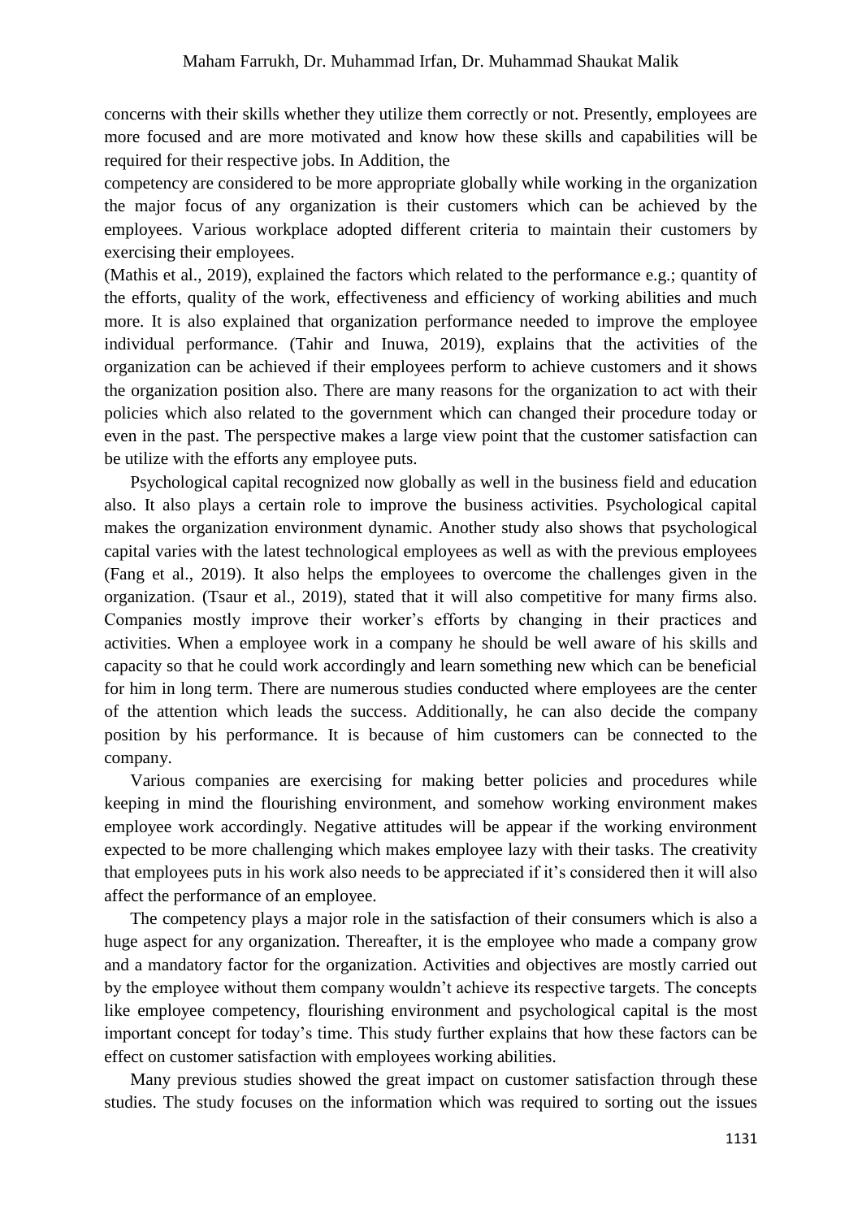concerns with their skills whether they utilize them correctly or not. Presently, employees are more focused and are more motivated and know how these skills and capabilities will be required for their respective jobs. In Addition, the

competency are considered to be more appropriate globally while working in the organization the major focus of any organization is their customers which can be achieved by the employees. Various workplace adopted different criteria to maintain their customers by exercising their employees.

(Mathis et al., 2019), explained the factors which related to the performance e.g.; quantity of the efforts, quality of the work, effectiveness and efficiency of working abilities and much more. It is also explained that organization performance needed to improve the employee individual performance. (Tahir and Inuwa, 2019), explains that the activities of the organization can be achieved if their employees perform to achieve customers and it shows the organization position also. There are many reasons for the organization to act with their policies which also related to the government which can changed their procedure today or even in the past. The perspective makes a large view point that the customer satisfaction can be utilize with the efforts any employee puts.

Psychological capital recognized now globally as well in the business field and education also. It also plays a certain role to improve the business activities. Psychological capital makes the organization environment dynamic. Another study also shows that psychological capital varies with the latest technological employees as well as with the previous employees (Fang et al., 2019). It also helps the employees to overcome the challenges given in the organization. (Tsaur et al., 2019), stated that it will also competitive for many firms also. Companies mostly improve their worker's efforts by changing in their practices and activities. When a employee work in a company he should be well aware of his skills and capacity so that he could work accordingly and learn something new which can be beneficial for him in long term. There are numerous studies conducted where employees are the center of the attention which leads the success. Additionally, he can also decide the company position by his performance. It is because of him customers can be connected to the company.

Various companies are exercising for making better policies and procedures while keeping in mind the flourishing environment, and somehow working environment makes employee work accordingly. Negative attitudes will be appear if the working environment expected to be more challenging which makes employee lazy with their tasks. The creativity that employees puts in his work also needs to be appreciated if it's considered then it will also affect the performance of an employee.

The competency plays a major role in the satisfaction of their consumers which is also a huge aspect for any organization. Thereafter, it is the employee who made a company grow and a mandatory factor for the organization. Activities and objectives are mostly carried out by the employee without them company wouldn't achieve its respective targets. The concepts like employee competency, flourishing environment and psychological capital is the most important concept for today's time. This study further explains that how these factors can be effect on customer satisfaction with employees working abilities.

Many previous studies showed the great impact on customer satisfaction through these studies. The study focuses on the information which was required to sorting out the issues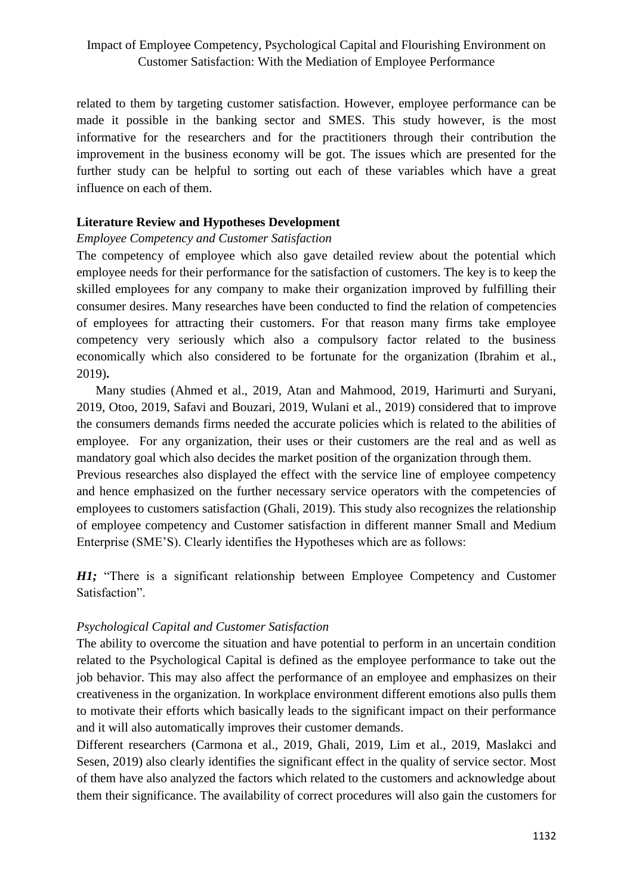related to them by targeting customer satisfaction. However, employee performance can be made it possible in the banking sector and SMES. This study however, is the most informative for the researchers and for the practitioners through their contribution the improvement in the business economy will be got. The issues which are presented for the further study can be helpful to sorting out each of these variables which have a great influence on each of them.

## Literature Review and Hypotheses Development

### *Employee Competency and Customer Satisfaction*

The competency of employee which also gave detailed review about the potential which employee needs for their performance for the satisfaction of customers. The key is to keep the skilled employees for any company to make their organization improved by fulfilling their consumer desires. Many researches have been conducted to find the relation of competencies of employees for attracting their customers. For that reason many firms take employee competency very seriously which also a compulsory factor related to the business economically which also considered to be fortunate for the organization (Ibrahim et al., 2019)**.**

Many studies (Ahmed et al., 2019, Atan and Mahmood, 2019, Harimurti and Suryani, 2019, Otoo, 2019, Safavi and Bouzari, 2019, Wulani et al., 2019) considered that to improve the consumers demands firms needed the accurate policies which is related to the abilities of employee. For any organization, their uses or their customers are the real and as well as mandatory goal which also decides the market position of the organization through them.

Previous researches also displayed the effect with the service line of employee competency and hence emphasized on the further necessary service operators with the competencies of employees to customers satisfaction (Ghali, 2019). This study also recognizes the relationship of employee competency and Customer satisfaction in different manner Small and Medium Enterprise (SME'S). Clearly identifies the Hypotheses which are as follows:

***H1;*** "There is a significant relationship between Employee Competency and Customer Satisfaction".

### *Psychological Capital and Customer Satisfaction*

The ability to overcome the situation and have potential to perform in an uncertain condition related to the Psychological Capital is defined as the employee performance to take out the job behavior. This may also affect the performance of an employee and emphasizes on their creativeness in the organization. In workplace environment different emotions also pulls them to motivate their efforts which basically leads to the significant impact on their performance and it will also automatically improves their customer demands.

Different researchers (Carmona et al., 2019, Ghali, 2019, Lim et al., 2019, Maslakci and Sesen, 2019) also clearly identifies the significant effect in the quality of service sector. Most of them have also analyzed the factors which related to the customers and acknowledge about them their significance. The availability of correct procedures will also gain the customers for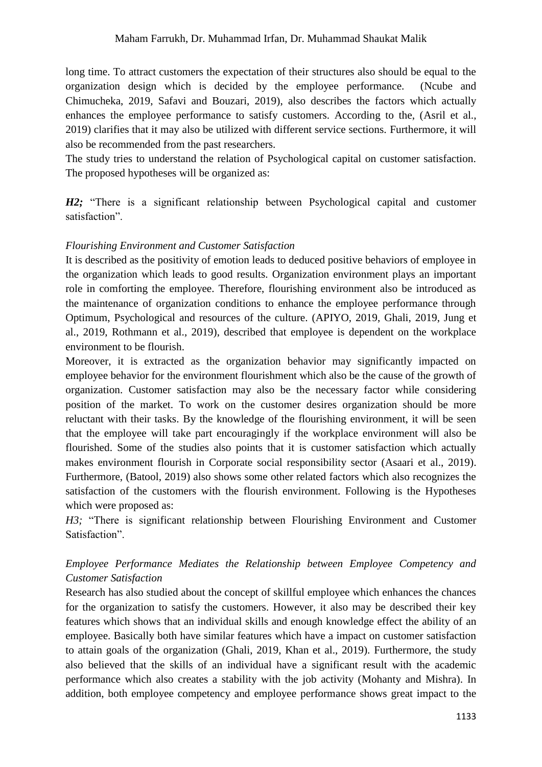long time. To attract customers the expectation of their structures also should be equal to the organization design which is decided by the employee performance. (Ncube and Chimucheka, 2019, Safavi and Bouzari, 2019), also describes the factors which actually enhances the employee performance to satisfy customers. According to the, (Asril et al., 2019) clarifies that it may also be utilized with different service sections. Furthermore, it will also be recommended from the past researchers.

The study tries to understand the relation of Psychological capital on customer satisfaction. The proposed hypotheses will be organized as:

***H2;*** "There is a significant relationship between Psychological capital and customer satisfaction".

*Flourishing Environment and Customer Satisfaction*

It is described as the positivity of emotion leads to deduced positive behaviors of employee in the organization which leads to good results. Organization environment plays an important role in comforting the employee. Therefore, flourishing environment also be introduced as the maintenance of organization conditions to enhance the employee performance through Optimum, Psychological and resources of the culture. (APIYO, 2019, Ghali, 2019, Jung et al., 2019, Rothmann et al., 2019), described that employee is dependent on the workplace environment to be flourish.

Moreover, it is extracted as the organization behavior may significantly impacted on employee behavior for the environment flourishment which also be the cause of the growth of organization. Customer satisfaction may also be the necessary factor while considering position of the market. To work on the customer desires organization should be more reluctant with their tasks. By the knowledge of the flourishing environment, it will be seen that the employee will take part encouragingly if the workplace environment will also be flourished. Some of the studies also points that it is customer satisfaction which actually makes environment flourish in Corporate social responsibility sector (Asaari et al., 2019). Furthermore, (Batool, 2019) also shows some other related factors which also recognizes the satisfaction of the customers with the flourish environment. Following is the Hypotheses which were proposed as:

*H3;* "There is significant relationship between Flourishing Environment and Customer Satisfaction".

*Employee Performance Mediates the Relationship between Employee Competency and Customer Satisfaction*

Research has also studied about the concept of skillful employee which enhances the chances for the organization to satisfy the customers. However, it also may be described their key features which shows that an individual skills and enough knowledge effect the ability of an employee. Basically both have similar features which have a impact on customer satisfaction to attain goals of the organization (Ghali, 2019, Khan et al., 2019). Furthermore, the study also believed that the skills of an individual have a significant result with the academic performance which also creates a stability with the job activity (Mohanty and Mishra). In addition, both employee competency and employee performance shows great impact to the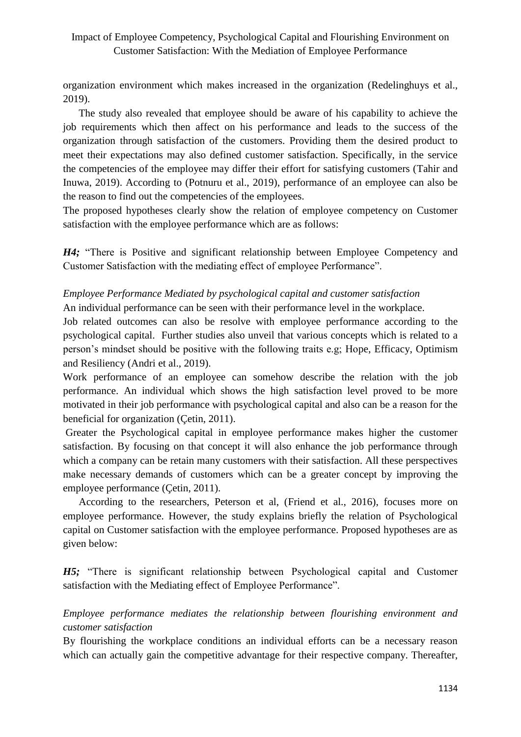organization environment which makes increased in the organization (Redelinghuys et al., 2019).

The study also revealed that employee should be aware of his capability to achieve the job requirements which then affect on his performance and leads to the success of the organization through satisfaction of the customers. Providing them the desired product to meet their expectations may also defined customer satisfaction. Specifically, in the service the competencies of the employee may differ their effort for satisfying customers (Tahir and Inuwa, 2019). According to (Potnuru et al., 2019), performance of an employee can also be the reason to find out the competencies of the employees.

The proposed hypotheses clearly show the relation of employee competency on Customer satisfaction with the employee performance which are as follows:

***H4;*** "There is Positive and significant relationship between Employee Competency and Customer Satisfaction with the mediating effect of employee Performance".

*Employee Performance Mediated by psychological capital and customer satisfaction*

An individual performance can be seen with their performance level in the workplace.

Job related outcomes can also be resolve with employee performance according to the psychological capital. Further studies also unveil that various concepts which is related to a person's mindset should be positive with the following traits e.g; Hope, Efficacy, Optimism and Resiliency (Andri et al., 2019).

Work performance of an employee can somehow describe the relation with the job performance. An individual which shows the high satisfaction level proved to be more motivated in their job performance with psychological capital and also can be a reason for the beneficial for organization (Çetin, 2011).

Greater the Psychological capital in employee performance makes higher the customer satisfaction. By focusing on that concept it will also enhance the job performance through which a company can be retain many customers with their satisfaction. All these perspectives make necessary demands of customers which can be a greater concept by improving the employee performance (Çetin, 2011).

According to the researchers, Peterson et al, (Friend et al., 2016), focuses more on employee performance. However, the study explains briefly the relation of Psychological capital on Customer satisfaction with the employee performance. Proposed hypotheses are as given below:

***H5;*** "There is significant relationship between Psychological capital and Customer satisfaction with the Mediating effect of Employee Performance".

*Employee performance mediates the relationship between flourishing environment and customer satisfaction*

By flourishing the workplace conditions an individual efforts can be a necessary reason which can actually gain the competitive advantage for their respective company. Thereafter,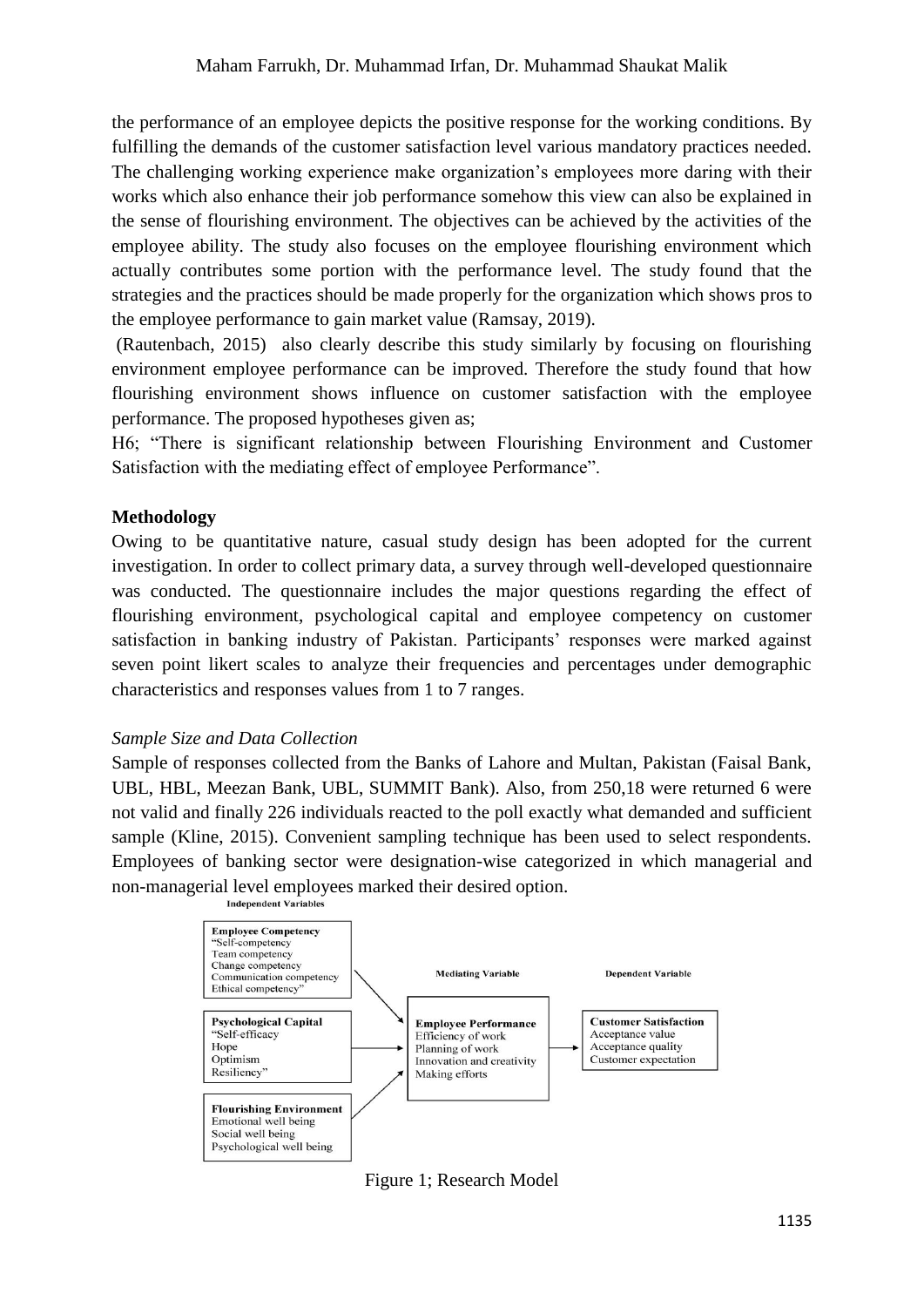the performance of an employee depicts the positive response for the working conditions. By fulfilling the demands of the customer satisfaction level various mandatory practices needed. The challenging working experience make organization's employees more daring with their works which also enhance their job performance somehow this view can also be explained in the sense of flourishing environment. The objectives can be achieved by the activities of the employee ability. The study also focuses on the employee flourishing environment which actually contributes some portion with the performance level. The study found that the strategies and the practices should be made properly for the organization which shows pros to the employee performance to gain market value (Ramsay, 2019).

(Rautenbach, 2015) also clearly describe this study similarly by focusing on flourishing environment employee performance can be improved. Therefore the study found that how flourishing environment shows influence on customer satisfaction with the employee performance. The proposed hypotheses given as;

H6; "There is significant relationship between Flourishing Environment and Customer Satisfaction with the mediating effect of employee Performance".

## Methodology

Owing to be quantitative nature, casual study design has been adopted for the current investigation. In order to collect primary data, a survey through well-developed questionnaire was conducted. The questionnaire includes the major questions regarding the effect of flourishing environment, psychological capital and employee competency on customer satisfaction in banking industry of Pakistan. Participants' responses were marked against seven point likert scales to analyze their frequencies and percentages under demographic characteristics and responses values from 1 to 7 ranges.

### *Sample Size and Data Collection*

Sample of responses collected from the Banks of Lahore and Multan, Pakistan (Faisal Bank, UBL, HBL, Meezan Bank, UBL, SUMMIT Bank). Also, from 250,18 were returned 6 were not valid and finally 226 individuals reacted to the poll exactly what demanded and sufficient sample (Kline, 2015). Convenient sampling technique has been used to select respondents. Employees of banking sector were designation-wise categorized in which managerial and non-managerial level employees marked their desired option.

**Independent Variables**

**Employee Competency**
"Self-competency
Team competency
Change competency
Communication competency
Ethical competency"

**Psychological Capital**
"Self-efficacy
Hope
Optimism
Resiliency"

**Flourishing Environment**
Emotional well being
Social well being
Psychological well being

**Mediating Variable**

**Employee Performance**
Efficiency of work
Planning of work
Innovation and creativity
Making efforts

**Dependent Variable**

**Customer Satisfaction**
Acceptance value
Acceptance quality
Customer expectation

Figure 1; Research Model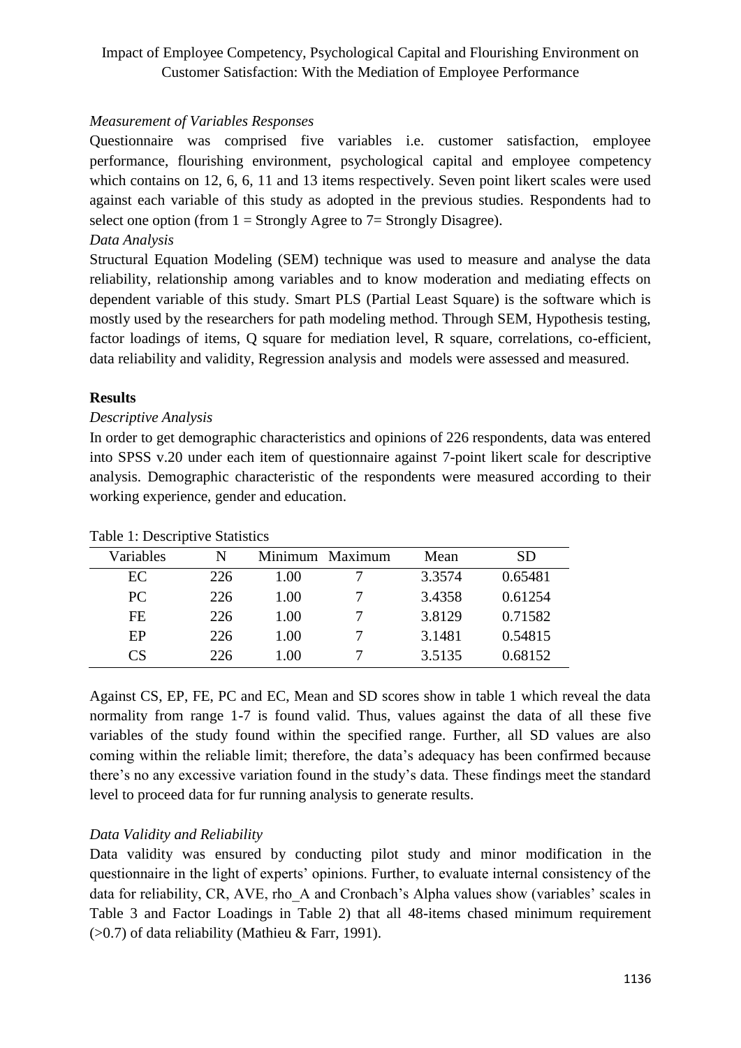*Measurement of Variables Responses*

Questionnaire was comprised five variables i.e. customer satisfaction, employee performance, flourishing environment, psychological capital and employee competency which contains on 12, 6, 6, 11 and 13 items respectively. Seven point likert scales were used against each variable of this study as adopted in the previous studies. Respondents had to select one option (from 1 = Strongly Agree to 7= Strongly Disagree).

*Data Analysis*

Structural Equation Modeling (SEM) technique was used to measure and analyse the data reliability, relationship among variables and to know moderation and mediating effects on dependent variable of this study. Smart PLS (Partial Least Square) is the software which is mostly used by the researchers for path modeling method. Through SEM, Hypothesis testing, factor loadings of items, Q square for mediation level, R square, correlations, co-efficient, data reliability and validity, Regression analysis and models were assessed and measured.

**Results**

*Descriptive Analysis*

In order to get demographic characteristics and opinions of 226 respondents, data was entered into SPSS v.20 under each item of questionnaire against 7-point likert scale for descriptive analysis. Demographic characteristic of the respondents were measured according to their working experience, gender and education.

Table 1: Descriptive Statistics

| Variables | N | Minimum | Maximum | Mean | SD |
|---|---|---|---|---|---|
| EC | 226 | 1.00 | 7 | 3.3574 | 0.65481 |
| PC | 226 | 1.00 | 7 | 3.4358 | 0.61254 |
| FE | 226 | 1.00 | 7 | 3.8129 | 0.71582 |
| EP | 226 | 1.00 | 7 | 3.1481 | 0.54815 |
| CS | 226 | 1.00 | 7 | 3.5135 | 0.68152 |

Against CS, EP, FE, PC and EC, Mean and SD scores show in table 1 which reveal the data normality from range 1-7 is found valid. Thus, values against the data of all these five variables of the study found within the specified range. Further, all SD values are also coming within the reliable limit; therefore, the data's adequacy has been confirmed because there's no any excessive variation found in the study's data. These findings meet the standard level to proceed data for fur running analysis to generate results.

*Data Validity and Reliability*

Data validity was ensured by conducting pilot study and minor modification in the questionnaire in the light of experts' opinions. Further, to evaluate internal consistency of the data for reliability, CR, AVE, rho_A and Cronbach's Alpha values show (variables' scales in Table 3 and Factor Loadings in Table 2) that all 48-items chased minimum requirement (>0.7) of data reliability (Mathieu & Farr, 1991).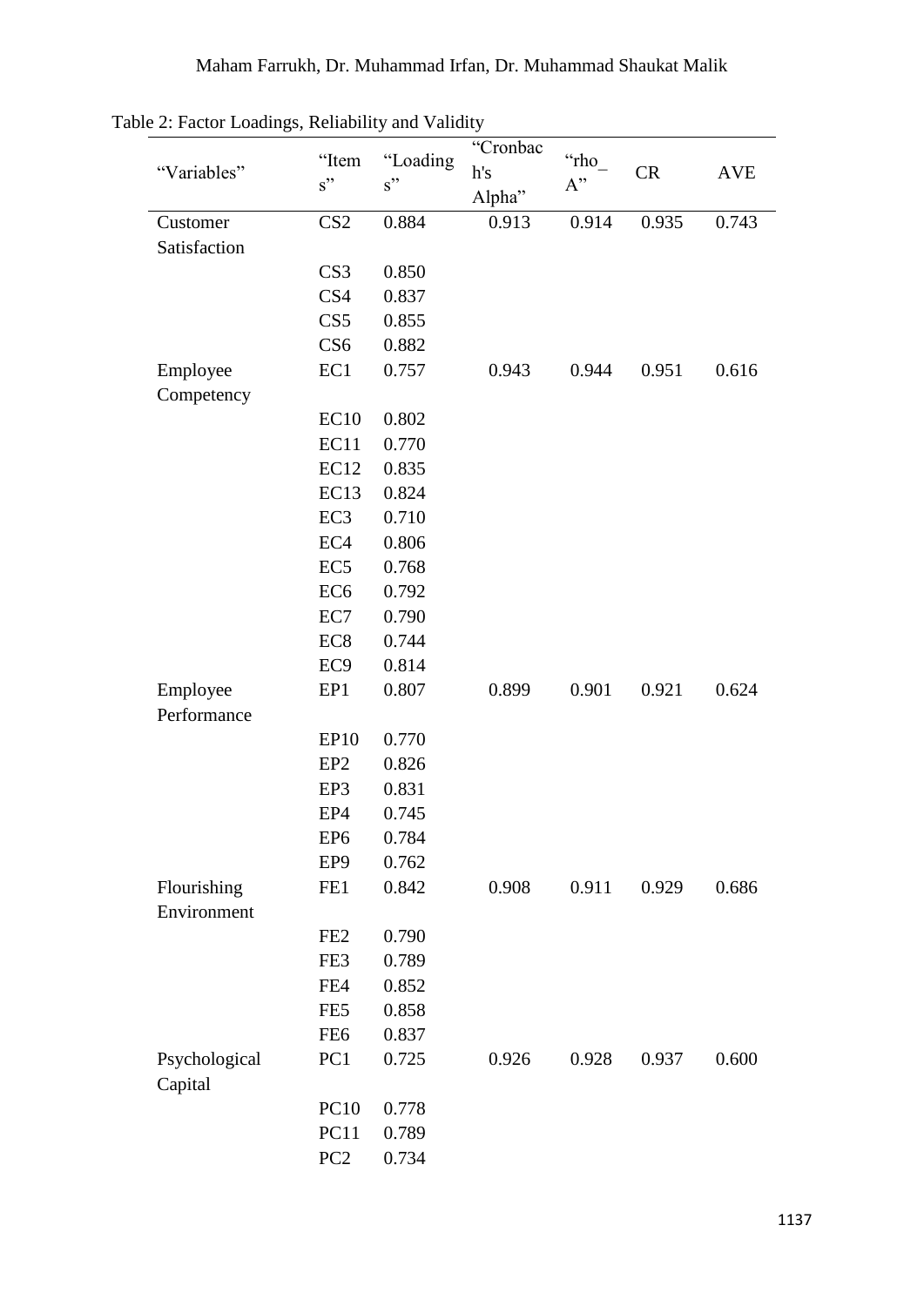Table 2: Factor Loadings, Reliability and Validity

| "Variables" | "Items" | "Loadings" | "Cronbach's Alpha" | "rho_A" | CR | AVE |
|---|---|---|---|---|---|---|
| Customer Satisfaction | CS2 | 0.884 | 0.913 | 0.914 | 0.935 | 0.743 |
| | CS3 | 0.850 | | | | |
| | CS4 | 0.837 | | | | |
| | CS5 | 0.855 | | | | |
| | CS6 | 0.882 | | | | |
| Employee Competency | EC1 | 0.757 | 0.943 | 0.944 | 0.951 | 0.616 |
| | EC10 | 0.802 | | | | |
| | EC11 | 0.770 | | | | |
| | EC12 | 0.835 | | | | |
| | EC13 | 0.824 | | | | |
| | EC3 | 0.710 | | | | |
| | EC4 | 0.806 | | | | |
| | EC5 | 0.768 | | | | |
| | EC6 | 0.792 | | | | |
| | EC7 | 0.790 | | | | |
| | EC8 | 0.744 | | | | |
| | EC9 | 0.814 | | | | |
| Employee Performance | EP1 | 0.807 | 0.899 | 0.901 | 0.921 | 0.624 |
| | EP10 | 0.770 | | | | |
| | EP2 | 0.826 | | | | |
| | EP3 | 0.831 | | | | |
| | EP4 | 0.745 | | | | |
| | EP6 | 0.784 | | | | |
| | EP9 | 0.762 | | | | |
| Flourishing Environment | FE1 | 0.842 | 0.908 | 0.911 | 0.929 | 0.686 |
| | FE2 | 0.790 | | | | |
| | FE3 | 0.789 | | | | |
| | FE4 | 0.852 | | | | |
| | FE5 | 0.858 | | | | |
| | FE6 | 0.837 | | | | |
| Psychological Capital | PC1 | 0.725 | 0.926 | 0.928 | 0.937 | 0.600 |
| | PC10 | 0.778 | | | | |
| | PC11 | 0.789 | | | | |
| | PC2 | 0.734 | | | | |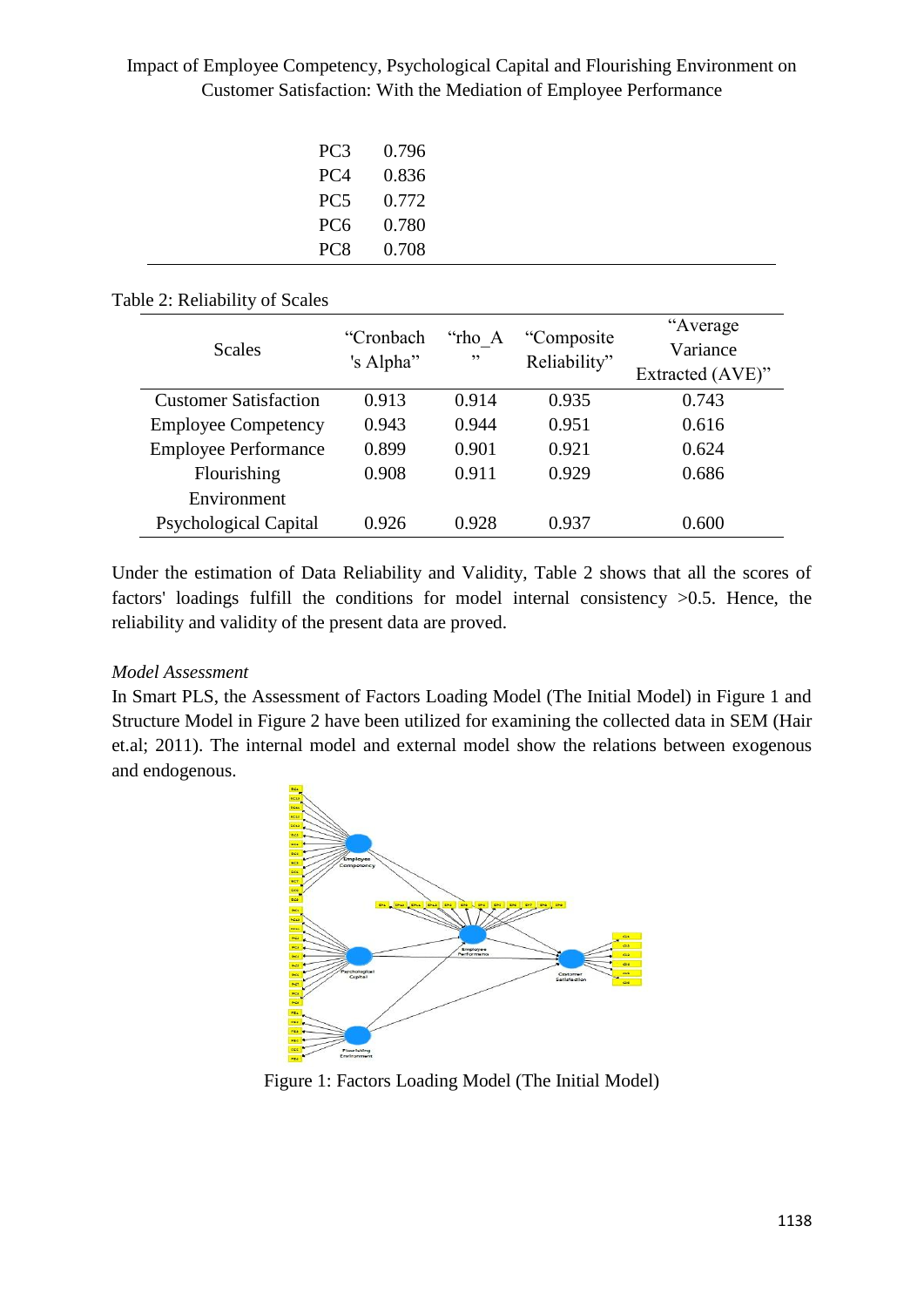| | |
|---|---|
| PC3 | 0.796 |
| PC4 | 0.836 |
| PC5 | 0.772 |
| PC6 | 0.780 |
| PC8 | 0.708 |

Table 2: Reliability of Scales

| Scales | "Cronbach 's Alpha" | "rho_A" | "Composite Reliability" | "Average Variance Extracted (AVE)" |
|---|---|---|---|---|
| Customer Satisfaction | 0.913 | 0.914 | 0.935 | 0.743 |
| Employee Competency | 0.943 | 0.944 | 0.951 | 0.616 |
| Employee Performance | 0.899 | 0.901 | 0.921 | 0.624 |
| Flourishing Environment | 0.908 | 0.911 | 0.929 | 0.686 |
| Psychological Capital | 0.926 | 0.928 | 0.937 | 0.600 |

Under the estimation of Data Reliability and Validity, Table 2 shows that all the scores of factors' loadings fulfill the conditions for model internal consistency >0.5. Hence, the reliability and validity of the present data are proved.

*Model Assessment*

In Smart PLS, the Assessment of Factors Loading Model (The Initial Model) in Figure 1 and Structure Model in Figure 2 have been utilized for examining the collected data in SEM (Hair et.al; 2011). The internal model and external model show the relations between exogenous and endogenous.

Figure 1: Factors Loading Model (The Initial Model)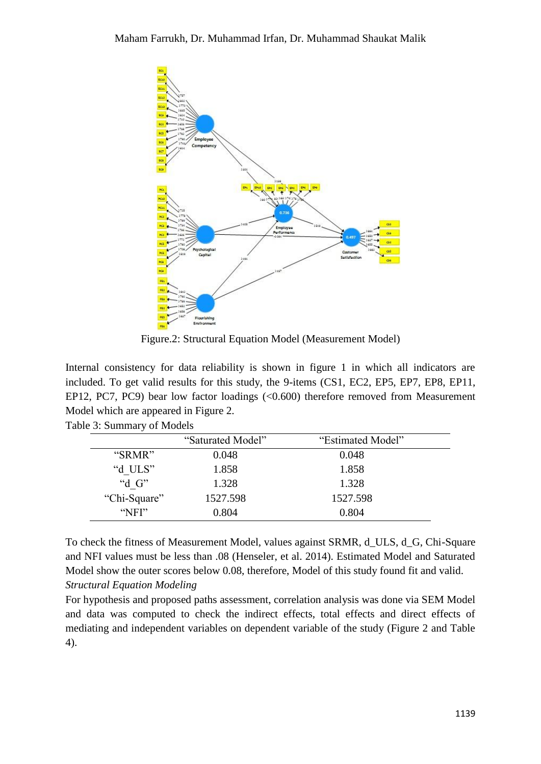Figure.2: Structural Equation Model (Measurement Model)

Internal consistency for data reliability is shown in figure 1 in which all indicators are included. To get valid results for this study, the 9-items (CS1, EC2, EP5, EP7, EP8, EP11, EP12, PC7, PC9) bear low factor loadings (<0.600) therefore removed from Measurement Model which are appeared in Figure 2.

Table 3: Summary of Models

| | "Saturated Model" | "Estimated Model" |
|---|---|---|
| "SRMR" | 0.048 | 0.048 |
| "d_ULS" | 1.858 | 1.858 |
| "d_G" | 1.328 | 1.328 |
| "Chi-Square" | 1527.598 | 1527.598 |
| "NFI" | 0.804 | 0.804 |

To check the fitness of Measurement Model, values against SRMR, d_ULS, d_G, Chi-Square and NFI values must be less than .08 (Henseler, et al. 2014). Estimated Model and Saturated Model show the outer scores below 0.08, therefore, Model of this study found fit and valid.

*Structural Equation Modeling*

For hypothesis and proposed paths assessment, correlation analysis was done via SEM Model and data was computed to check the indirect effects, total effects and direct effects of mediating and independent variables on dependent variable of the study (Figure 2 and Table 4).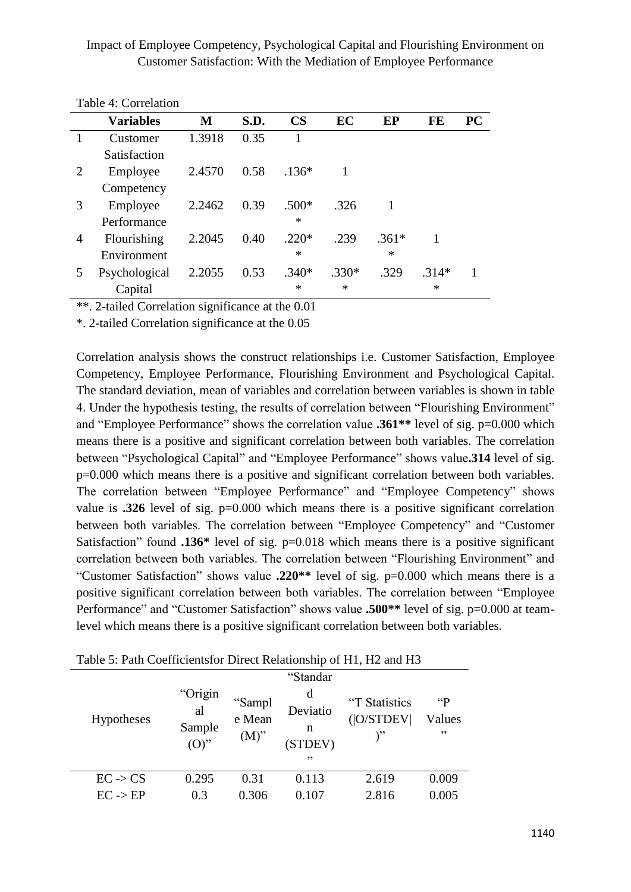Table 4: Correlation

|  | Variables | M | S.D. | CS | EC | EP | FE | PC |
|---|---|---|---|---|---|---|---|---|
| 1 | Customer Satisfaction | 1.3918 | 0.35 | 1 |  |  |  |  |
| 2 | Employee Competency | 2.4570 | 0.58 | .136* | 1 |  |  |  |
| 3 | Employee Performance | 2.2462 | 0.39 | .500** | .326 | 1 |  |  |
| 4 | Flourishing Environment | 2.2045 | 0.40 | .220** | .239 | .361** | 1 |  |
| 5 | Psychological Capital | 2.2055 | 0.53 | .340** | .330** | .329 | .314** | 1 |

**. 2-tailed Correlation significance at the 0.01

*. 2-tailed Correlation significance at the 0.05

Correlation analysis shows the construct relationships i.e. Customer Satisfaction, Employee Competency, Employee Performance, Flourishing Environment and Psychological Capital. The standard deviation, mean of variables and correlation between variables is shown in table 4. Under the hypothesis testing, the results of correlation between "Flourishing Environment" and "Employee Performance" shows the correlation value **.361**** level of sig. p=0.000 which means there is a positive and significant correlation between both variables. The correlation between "Psychological Capital" and "Employee Performance" shows value**.314** level of sig. p=0.000 which means there is a positive and significant correlation between both variables. The correlation between "Employee Performance" and "Employee Competency" shows value is **.326** level of sig. p=0.000 which means there is a positive significant correlation between both variables. The correlation between "Employee Competency" and "Customer Satisfaction" found **.136*** level of sig. p=0.018 which means there is a positive significant correlation between both variables. The correlation between "Flourishing Environment" and "Customer Satisfaction" shows value **.220**** level of sig. p=0.000 which means there is a positive significant correlation between both variables. The correlation between "Employee Performance" and "Customer Satisfaction" shows value **.500**** level of sig. p=0.000 at team-level which means there is a positive significant correlation between both variables.

Table 5: Path Coefficientsfor Direct Relationship of H1, H2 and H3

| Hypotheses | "Original Sample (O)" | "Sample Mean (M)" | "Standard Deviation (STDEV)" | "T Statistics (\|O/STDEV\|)" | "P Values" |
|---|---|---|---|---|---|
| EC -> CS | 0.295 | 0.31 | 0.113 | 2.619 | 0.009 |
| EC -> EP | 0.3 | 0.306 | 0.107 | 2.816 | 0.005 |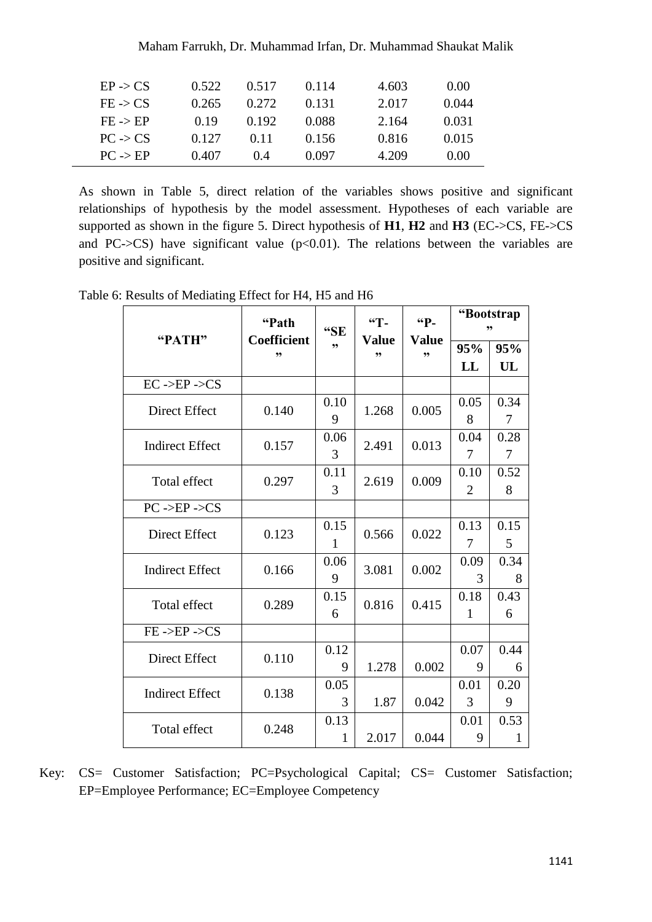| | | | | |
|---|---|---|---|---|
| EP -> CS | 0.522 | 0.517 | 0.114 | 4.603 | 0.00 |
| FE -> CS | 0.265 | 0.272 | 0.131 | 2.017 | 0.044 |
| FE -> EP | 0.19 | 0.192 | 0.088 | 2.164 | 0.031 |
| PC -> CS | 0.127 | 0.11 | 0.156 | 0.816 | 0.015 |
| PC -> EP | 0.407 | 0.4 | 0.097 | 4.209 | 0.00 |

As shown in Table 5, direct relation of the variables shows positive and significant relationships of hypothesis by the model assessment. Hypotheses of each variable are supported as shown in the figure 5. Direct hypothesis of **H1**, **H2** and **H3** (EC->CS, FE->CS and PC->CS) have significant value ($p<0.01$). The relations between the variables are positive and significant.

Table 6: Results of Mediating Effect for H4, H5 and H6

| "PATH" | "Path Coefficient" | "SE" | "T-Value" | "P-Value" | "Bootstrap" | |
|---|---|---|---|---|---|---|
| | | | | | 95% LL | 95% UL |
| EC ->EP ->CS | | | | | | |
| Direct Effect | 0.140 | 0.109 | 1.268 | 0.005 | 0.058 | 0.347 |
| Indirect Effect | 0.157 | 0.063 | 2.491 | 0.013 | 0.047 | 0.287 |
| Total effect | 0.297 | 0.113 | 2.619 | 0.009 | 0.102 | 0.528 |
| PC ->EP ->CS | | | | | | |
| Direct Effect | 0.123 | 0.151 | 0.566 | 0.022 | 0.137 | 0.155 |
| Indirect Effect | 0.166 | 0.069 | 3.081 | 0.002 | 0.093 | 0.348 |
| Total effect | 0.289 | 0.156 | 0.816 | 0.415 | 0.181 | 0.436 |
| FE ->EP ->CS | | | | | | |
| Direct Effect | 0.110 | 0.129 | 1.278 | 0.002 | 0.079 | 0.446 |
| Indirect Effect | 0.138 | 0.053 | 1.87 | 0.042 | 0.013 | 0.209 |
| Total effect | 0.248 | 0.131 | 2.017 | 0.044 | 0.019 | 0.531 |

Key: CS= Customer Satisfaction; PC=Psychological Capital; CS= Customer Satisfaction; EP=Employee Performance; EC=Employee Competency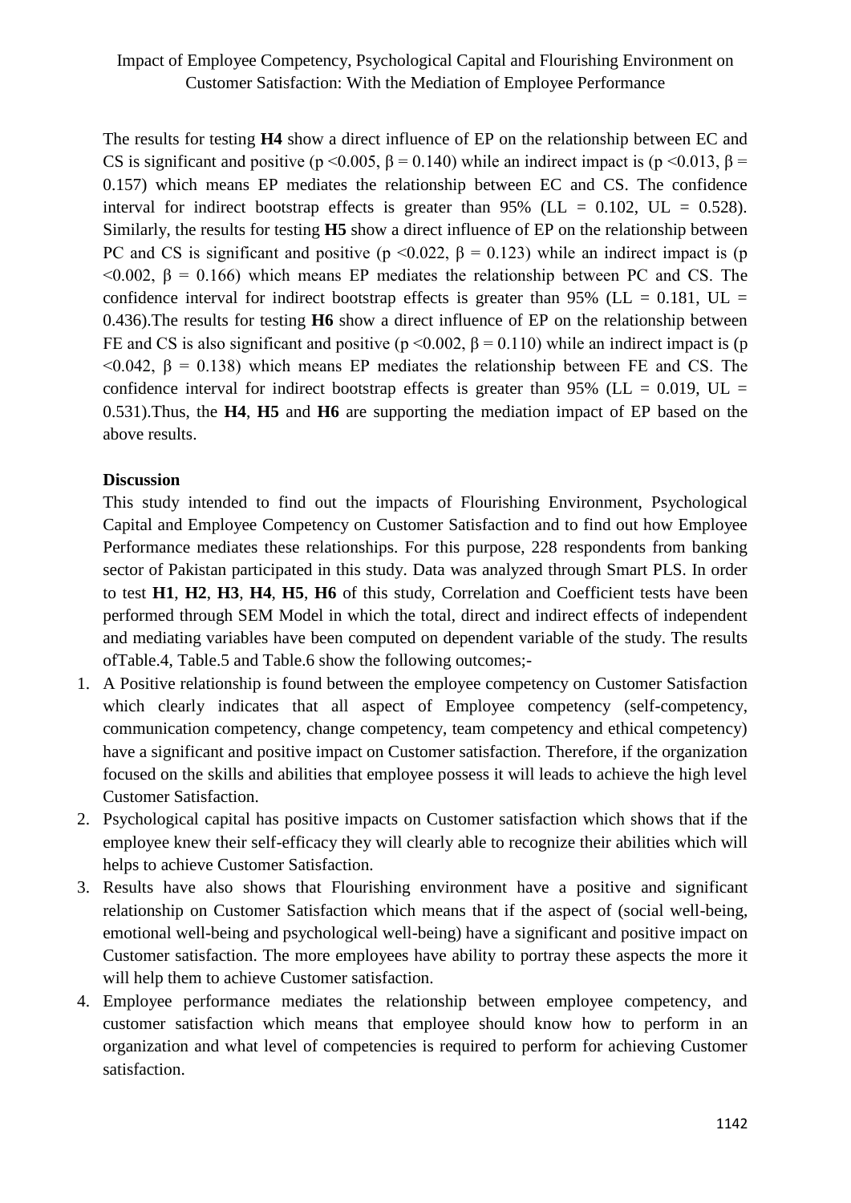The results for testing **H4** show a direct influence of EP on the relationship between EC and CS is significant and positive ($p < 0.005$, $\beta = 0.140$) while an indirect impact is ($p < 0.013$, $\beta = 0.157$) which means EP mediates the relationship between EC and CS. The confidence interval for indirect bootstrap effects is greater than 95% (LL = 0.102, UL = 0.528). Similarly, the results for testing **H5** show a direct influence of EP on the relationship between PC and CS is significant and positive ($p < 0.022$, $\beta = 0.123$) while an indirect impact is ($p < 0.002$, $\beta = 0.166$) which means EP mediates the relationship between PC and CS. The confidence interval for indirect bootstrap effects is greater than 95% (LL = 0.181, UL = 0.436).The results for testing **H6** show a direct influence of EP on the relationship between FE and CS is also significant and positive ($p < 0.002$, $\beta = 0.110$) while an indirect impact is ($p < 0.042$, $\beta = 0.138$) which means EP mediates the relationship between FE and CS. The confidence interval for indirect bootstrap effects is greater than 95% (LL = 0.019, UL = 0.531).Thus, the **H4**, **H5** and **H6** are supporting the mediation impact of EP based on the above results.

**Discussion**

This study intended to find out the impacts of Flourishing Environment, Psychological Capital and Employee Competency on Customer Satisfaction and to find out how Employee Performance mediates these relationships. For this purpose, 228 respondents from banking sector of Pakistan participated in this study. Data was analyzed through Smart PLS. In order to test **H1**, **H2**, **H3**, **H4**, **H5**, **H6** of this study, Correlation and Coefficient tests have been performed through SEM Model in which the total, direct and indirect effects of independent and mediating variables have been computed on dependent variable of the study. The results ofTable.4, Table.5 and Table.6 show the following outcomes;-

1. A Positive relationship is found between the employee competency on Customer Satisfaction which clearly indicates that all aspect of Employee competency (self-competency, communication competency, change competency, team competency and ethical competency) have a significant and positive impact on Customer satisfaction. Therefore, if the organization focused on the skills and abilities that employee possess it will leads to achieve the high level Customer Satisfaction.
2. Psychological capital has positive impacts on Customer satisfaction which shows that if the employee knew their self-efficacy they will clearly able to recognize their abilities which will helps to achieve Customer Satisfaction.
3. Results have also shows that Flourishing environment have a positive and significant relationship on Customer Satisfaction which means that if the aspect of (social well-being, emotional well-being and psychological well-being) have a significant and positive impact on Customer satisfaction. The more employees have ability to portray these aspects the more it will help them to achieve Customer satisfaction.
4. Employee performance mediates the relationship between employee competency, and customer satisfaction which means that employee should know how to perform in an organization and what level of competencies is required to perform for achieving Customer satisfaction.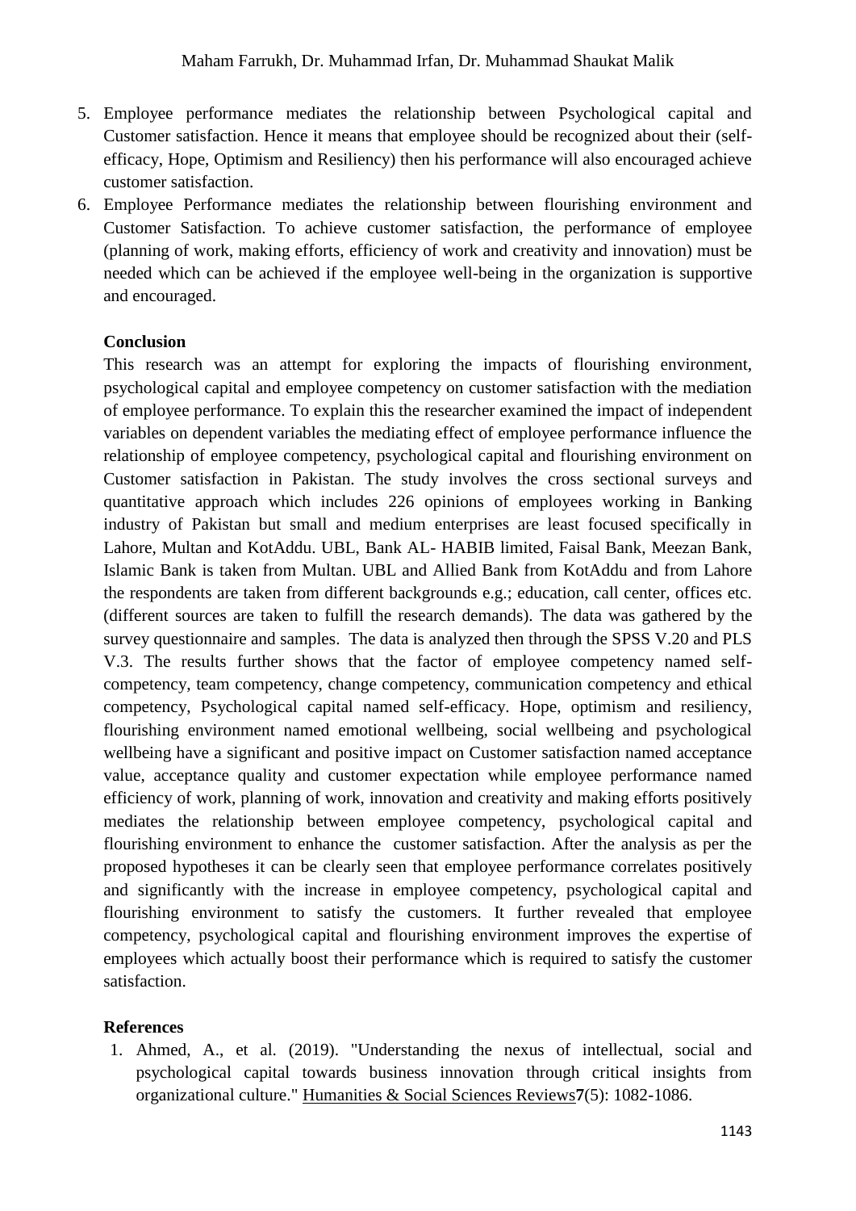5. Employee performance mediates the relationship between Psychological capital and Customer satisfaction. Hence it means that employee should be recognized about their (self-efficacy, Hope, Optimism and Resiliency) then his performance will also encouraged achieve customer satisfaction.
6. Employee Performance mediates the relationship between flourishing environment and Customer Satisfaction. To achieve customer satisfaction, the performance of employee (planning of work, making efforts, efficiency of work and creativity and innovation) must be needed which can be achieved if the employee well-being in the organization is supportive and encouraged.

**Conclusion**

This research was an attempt for exploring the impacts of flourishing environment, psychological capital and employee competency on customer satisfaction with the mediation of employee performance. To explain this the researcher examined the impact of independent variables on dependent variables the mediating effect of employee performance influence the relationship of employee competency, psychological capital and flourishing environment on Customer satisfaction in Pakistan. The study involves the cross sectional surveys and quantitative approach which includes 226 opinions of employees working in Banking industry of Pakistan but small and medium enterprises are least focused specifically in Lahore, Multan and KotAddu. UBL, Bank AL- HABIB limited, Faisal Bank, Meezan Bank, Islamic Bank is taken from Multan. UBL and Allied Bank from KotAddu and from Lahore the respondents are taken from different backgrounds e.g.; education, call center, offices etc. (different sources are taken to fulfill the research demands). The data was gathered by the survey questionnaire and samples. The data is analyzed then through the SPSS V.20 and PLS V.3. The results further shows that the factor of employee competency named self-competency, team competency, change competency, communication competency and ethical competency, Psychological capital named self-efficacy. Hope, optimism and resiliency, flourishing environment named emotional wellbeing, social wellbeing and psychological wellbeing have a significant and positive impact on Customer satisfaction named acceptance value, acceptance quality and customer expectation while employee performance named efficiency of work, planning of work, innovation and creativity and making efforts positively mediates the relationship between employee competency, psychological capital and flourishing environment to enhance the customer satisfaction. After the analysis as per the proposed hypotheses it can be clearly seen that employee performance correlates positively and significantly with the increase in employee competency, psychological capital and flourishing environment to satisfy the customers. It further revealed that employee competency, psychological capital and flourishing environment improves the expertise of employees which actually boost their performance which is required to satisfy the customer satisfaction.

**References**

1. Ahmed, A., et al. (2019). "Understanding the nexus of intellectual, social and psychological capital towards business innovation through critical insights from organizational culture." Humanities & Social Sciences Reviews **7**(5): 1082-1086.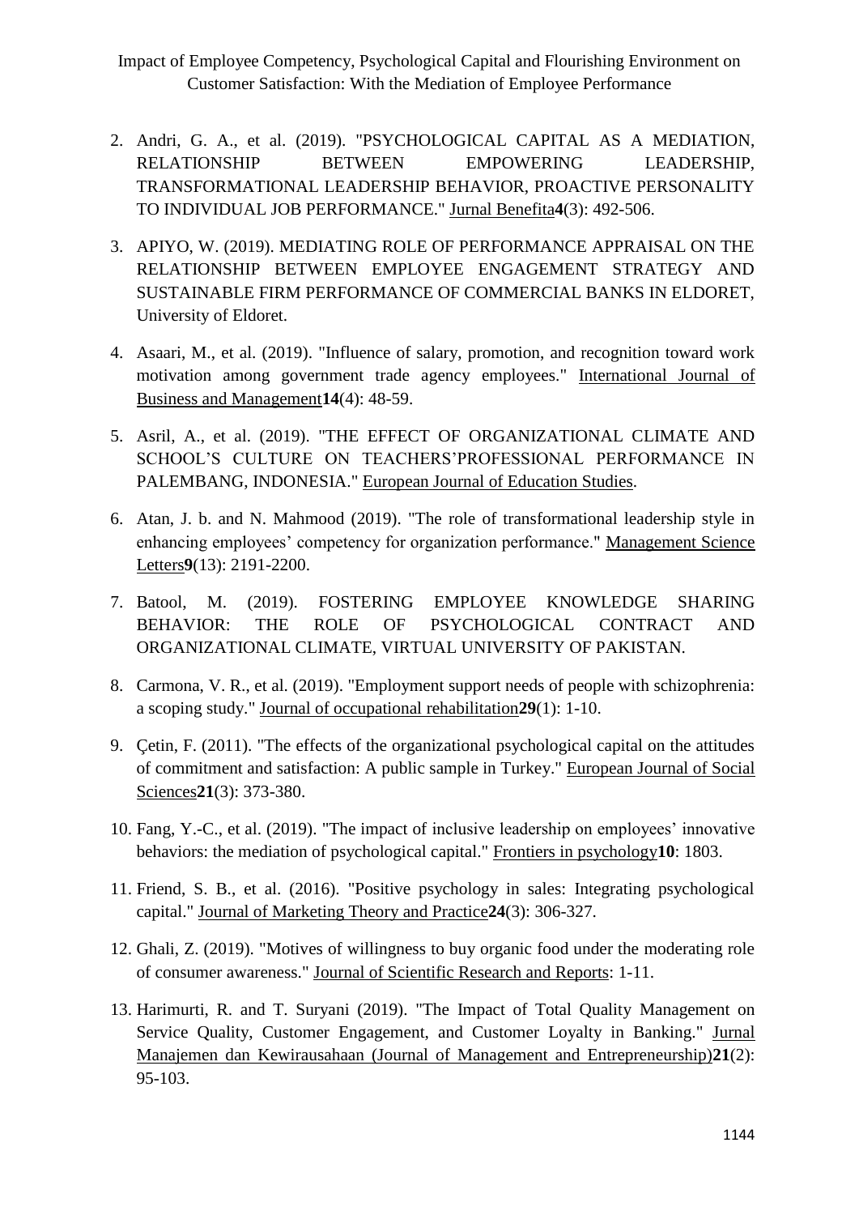2. Andri, G. A., et al. (2019). "PSYCHOLOGICAL CAPITAL AS A MEDIATION, RELATIONSHIP BETWEEN EMPOWERING LEADERSHIP, TRANSFORMATIONAL LEADERSHIP BEHAVIOR, PROACTIVE PERSONALITY TO INDIVIDUAL JOB PERFORMANCE." Jurnal Benefita **4**(3): 492-506.

3. APIYO, W. (2019). MEDIATING ROLE OF PERFORMANCE APPRAISAL ON THE RELATIONSHIP BETWEEN EMPLOYEE ENGAGEMENT STRATEGY AND SUSTAINABLE FIRM PERFORMANCE OF COMMERCIAL BANKS IN ELDORET, University of Eldoret.

4. Asaari, M., et al. (2019). "Influence of salary, promotion, and recognition toward work motivation among government trade agency employees." International Journal of Business and Management **14**(4): 48-59.

5. Asril, A., et al. (2019). "THE EFFECT OF ORGANIZATIONAL CLIMATE AND SCHOOL'S CULTURE ON TEACHERS'PROFESSIONAL PERFORMANCE IN PALEMBANG, INDONESIA." European Journal of Education Studies.

6. Atan, J. b. and N. Mahmood (2019). "The role of transformational leadership style in enhancing employees' competency for organization performance." Management Science Letters **9**(13): 2191-2200.

7. Batool, M. (2019). FOSTERING EMPLOYEE KNOWLEDGE SHARING BEHAVIOR: THE ROLE OF PSYCHOLOGICAL CONTRACT AND ORGANIZATIONAL CLIMATE, VIRTUAL UNIVERSITY OF PAKISTAN.

8. Carmona, V. R., et al. (2019). "Employment support needs of people with schizophrenia: a scoping study." Journal of occupational rehabilitation **29**(1): 1-10.

9. Çetin, F. (2011). "The effects of the organizational psychological capital on the attitudes of commitment and satisfaction: A public sample in Turkey." European Journal of Social Sciences **21**(3): 373-380.

10. Fang, Y.-C., et al. (2019). "The impact of inclusive leadership on employees' innovative behaviors: the mediation of psychological capital." Frontiers in psychology **10**: 1803.

11. Friend, S. B., et al. (2016). "Positive psychology in sales: Integrating psychological capital." Journal of Marketing Theory and Practice **24**(3): 306-327.

12. Ghali, Z. (2019). "Motives of willingness to buy organic food under the moderating role of consumer awareness." Journal of Scientific Research and Reports: 1-11.

13. Harimurti, R. and T. Suryani (2019). "The Impact of Total Quality Management on Service Quality, Customer Engagement, and Customer Loyalty in Banking." Jurnal Manajemen dan Kewirausahaan (Journal of Management and Entrepreneurship) **21**(2): 95-103.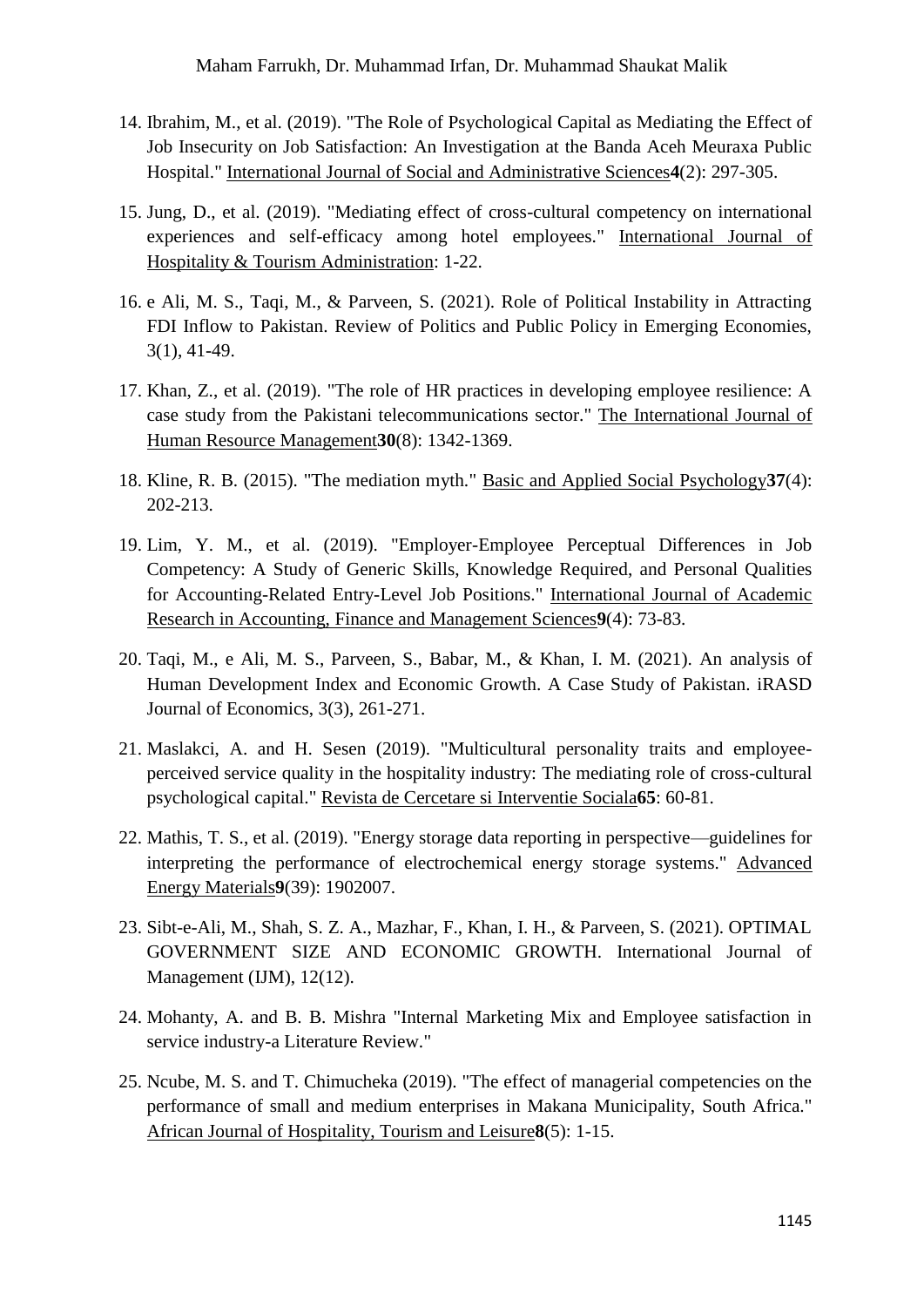14. Ibrahim, M., et al. (2019). "The Role of Psychological Capital as Mediating the Effect of Job Insecurity on Job Satisfaction: An Investigation at the Banda Aceh Meuraxa Public Hospital." International Journal of Social and Administrative Sciences**4**(2): 297-305.

15. Jung, D., et al. (2019). "Mediating effect of cross-cultural competency on international experiences and self-efficacy among hotel employees." International Journal of Hospitality & Tourism Administration: 1-22.

16. e Ali, M. S., Taqi, M., & Parveen, S. (2021). Role of Political Instability in Attracting FDI Inflow to Pakistan. Review of Politics and Public Policy in Emerging Economies, 3(1), 41-49.

17. Khan, Z., et al. (2019). "The role of HR practices in developing employee resilience: A case study from the Pakistani telecommunications sector." The International Journal of Human Resource Management**30**(8): 1342-1369.

18. Kline, R. B. (2015). "The mediation myth." Basic and Applied Social Psychology**37**(4): 202-213.

19. Lim, Y. M., et al. (2019). "Employer-Employee Perceptual Differences in Job Competency: A Study of Generic Skills, Knowledge Required, and Personal Qualities for Accounting-Related Entry-Level Job Positions." International Journal of Academic Research in Accounting, Finance and Management Sciences**9**(4): 73-83.

20. Taqi, M., e Ali, M. S., Parveen, S., Babar, M., & Khan, I. M. (2021). An analysis of Human Development Index and Economic Growth. A Case Study of Pakistan. iRASD Journal of Economics, 3(3), 261-271.

21. Maslakci, A. and H. Sesen (2019). "Multicultural personality traits and employee-perceived service quality in the hospitality industry: The mediating role of cross-cultural psychological capital." Revista de Cercetare si Interventie Sociala**65**: 60-81.

22. Mathis, T. S., et al. (2019). "Energy storage data reporting in perspective—guidelines for interpreting the performance of electrochemical energy storage systems." Advanced Energy Materials**9**(39): 1902007.

23. Sibt-e-Ali, M., Shah, S. Z. A., Mazhar, F., Khan, I. H., & Parveen, S. (2021). OPTIMAL GOVERNMENT SIZE AND ECONOMIC GROWTH. International Journal of Management (IJM), 12(12).

24. Mohanty, A. and B. B. Mishra "Internal Marketing Mix and Employee satisfaction in service industry-a Literature Review."

25. Ncube, M. S. and T. Chimucheka (2019). "The effect of managerial competencies on the performance of small and medium enterprises in Makana Municipality, South Africa." African Journal of Hospitality, Tourism and Leisure**8**(5): 1-15.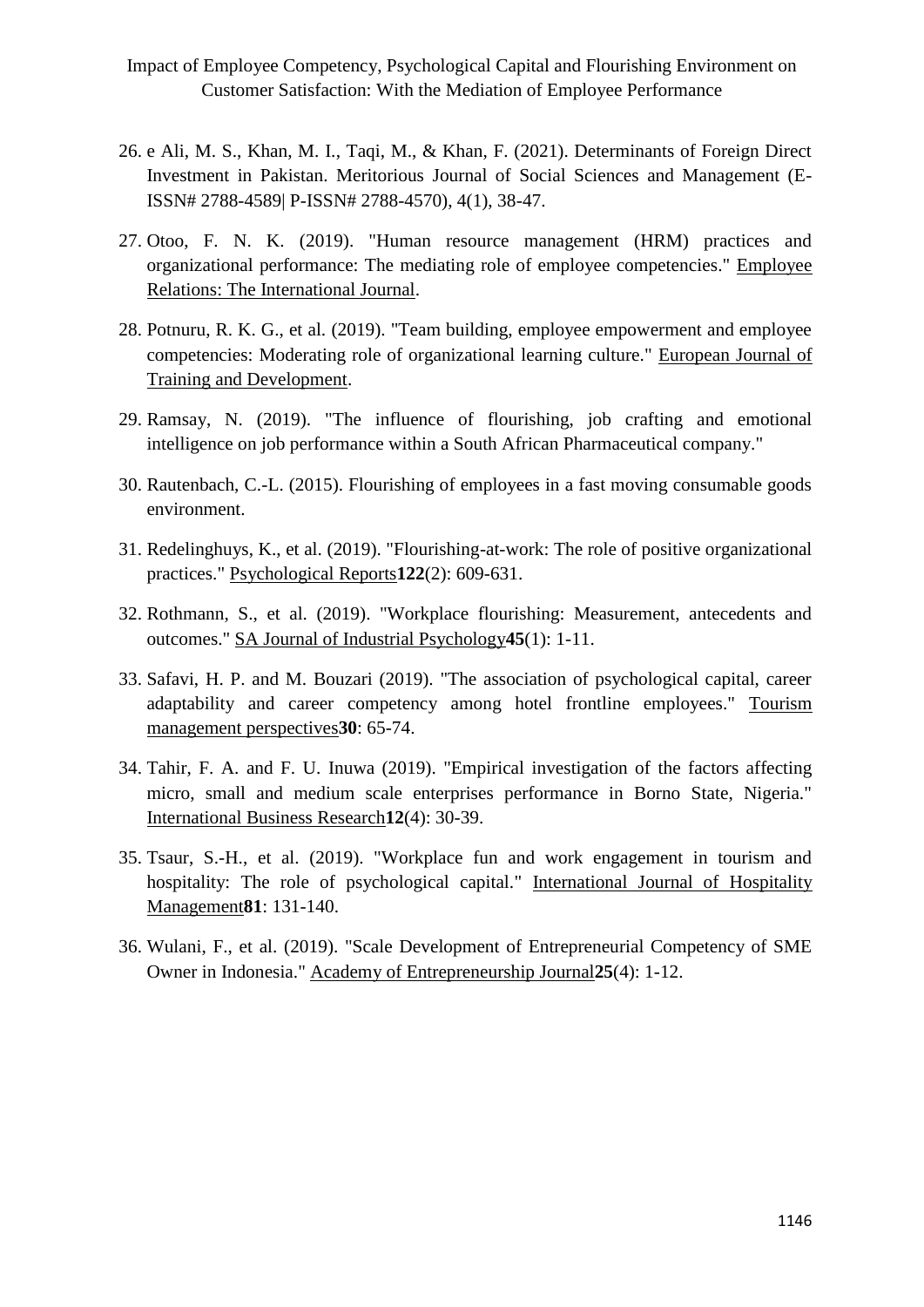26. e Ali, M. S., Khan, M. I., Taqi, M., & Khan, F. (2021). Determinants of Foreign Direct Investment in Pakistan. Meritorious Journal of Social Sciences and Management (E-ISSN# 2788-4589| P-ISSN# 2788-4570), 4(1), 38-47.
27. Otoo, F. N. K. (2019). "Human resource management (HRM) practices and organizational performance: The mediating role of employee competencies." Employee Relations: The International Journal.
28. Potnuru, R. K. G., et al. (2019). "Team building, employee empowerment and employee competencies: Moderating role of organizational learning culture." European Journal of Training and Development.
29. Ramsay, N. (2019). "The influence of flourishing, job crafting and emotional intelligence on job performance within a South African Pharmaceutical company."
30. Rautenbach, C.-L. (2015). Flourishing of employees in a fast moving consumable goods environment.
31. Redelinghuys, K., et al. (2019). "Flourishing-at-work: The role of positive organizational practices." Psychological Reports**122**(2): 609-631.
32. Rothmann, S., et al. (2019). "Workplace flourishing: Measurement, antecedents and outcomes." SA Journal of Industrial Psychology**45**(1): 1-11.
33. Safavi, H. P. and M. Bouzari (2019). "The association of psychological capital, career adaptability and career competency among hotel frontline employees." Tourism management perspectives**30**: 65-74.
34. Tahir, F. A. and F. U. Inuwa (2019). "Empirical investigation of the factors affecting micro, small and medium scale enterprises performance in Borno State, Nigeria." International Business Research**12**(4): 30-39.
35. Tsaur, S.-H., et al. (2019). "Workplace fun and work engagement in tourism and hospitality: The role of psychological capital." International Journal of Hospitality Management**81**: 131-140.
36. Wulani, F., et al. (2019). "Scale Development of Entrepreneurial Competency of SME Owner in Indonesia." Academy of Entrepreneurship Journal**25**(4): 1-12.